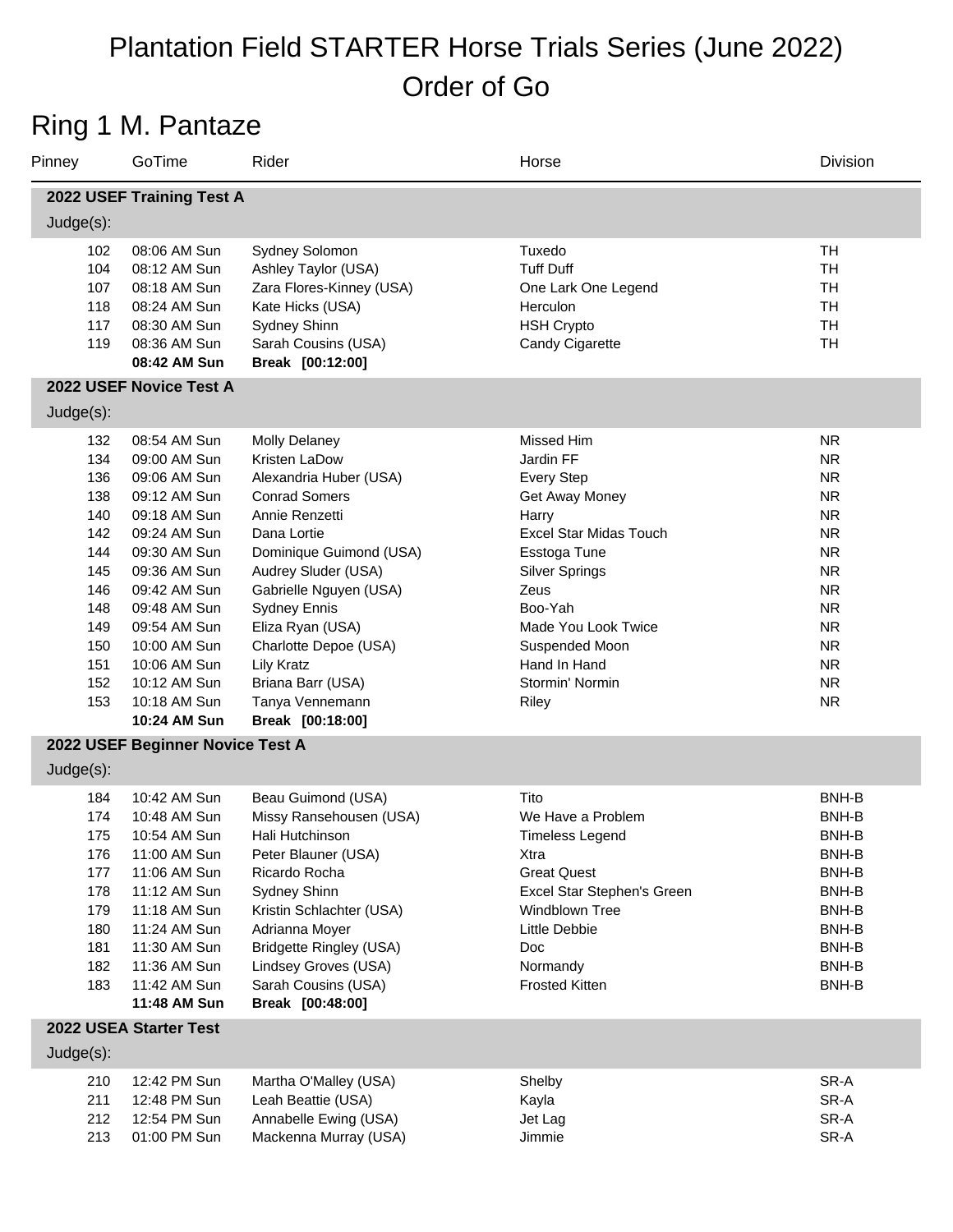# Plantation Field STARTER Horse Trials Series (June 2022)
# Order of Go

## Ring 1 M. Pantaze

| Pinney | GoTime | Rider | Horse | Division |
|---|---|---|---|---|
| **2022 USEF Training Test A** | | | | |
| Judge(s): | | | | |
| 102 | 08:06 AM Sun | Sydney Solomon | Tuxedo | TH |
| 104 | 08:12 AM Sun | Ashley Taylor (USA) | Tuff Duff | TH |
| 107 | 08:18 AM Sun | Zara Flores-Kinney (USA) | One Lark One Legend | TH |
| 118 | 08:24 AM Sun | Kate Hicks (USA) | Herculon | TH |
| 117 | 08:30 AM Sun | Sydney Shinn | HSH Crypto | TH |
| 119 | 08:36 AM Sun | Sarah Cousins (USA) | Candy Cigarette | TH |
| | **08:42 AM Sun** | **Break [00:12:00]** | | |
| **2022 USEF Novice Test A** | | | | |
| Judge(s): | | | | |
| 132 | 08:54 AM Sun | Molly Delaney | Missed Him | NR |
| 134 | 09:00 AM Sun | Kristen LaDow | Jardin FF | NR |
| 136 | 09:06 AM Sun | Alexandria Huber (USA) | Every Step | NR |
| 138 | 09:12 AM Sun | Conrad Somers | Get Away Money | NR |
| 140 | 09:18 AM Sun | Annie Renzetti | Harry | NR |
| 142 | 09:24 AM Sun | Dana Lortie | Excel Star Midas Touch | NR |
| 144 | 09:30 AM Sun | Dominique Guimond (USA) | Esstoga Tune | NR |
| 145 | 09:36 AM Sun | Audrey Sluder (USA) | Silver Springs | NR |
| 146 | 09:42 AM Sun | Gabrielle Nguyen (USA) | Zeus | NR |
| 148 | 09:48 AM Sun | Sydney Ennis | Boo-Yah | NR |
| 149 | 09:54 AM Sun | Eliza Ryan (USA) | Made You Look Twice | NR |
| 150 | 10:00 AM Sun | Charlotte Depoe (USA) | Suspended Moon | NR |
| 151 | 10:06 AM Sun | Lily Kratz | Hand In Hand | NR |
| 152 | 10:12 AM Sun | Briana Barr (USA) | Stormin' Normin | NR |
| 153 | 10:18 AM Sun | Tanya Vennemann | Riley | NR |
| | **10:24 AM Sun** | **Break [00:18:00]** | | |
| **2022 USEF Beginner Novice Test A** | | | | |
| Judge(s): | | | | |
| 184 | 10:42 AM Sun | Beau Guimond (USA) | Tito | BNH-B |
| 174 | 10:48 AM Sun | Missy Ransehousen (USA) | We Have a Problem | BNH-B |
| 175 | 10:54 AM Sun | Hali Hutchinson | Timeless Legend | BNH-B |
| 176 | 11:00 AM Sun | Peter Blauner (USA) | Xtra | BNH-B |
| 177 | 11:06 AM Sun | Ricardo Rocha | Great Quest | BNH-B |
| 178 | 11:12 AM Sun | Sydney Shinn | Excel Star Stephen's Green | BNH-B |
| 179 | 11:18 AM Sun | Kristin Schlachter (USA) | Windblown Tree | BNH-B |
| 180 | 11:24 AM Sun | Adrianna Moyer | Little Debbie | BNH-B |
| 181 | 11:30 AM Sun | Bridgette Ringley (USA) | Doc | BNH-B |
| 182 | 11:36 AM Sun | Lindsey Groves (USA) | Normandy | BNH-B |
| 183 | 11:42 AM Sun | Sarah Cousins (USA) | Frosted Kitten | BNH-B |
| | **11:48 AM Sun** | **Break [00:48:00]** | | |
| **2022 USEA Starter Test** | | | | |
| Judge(s): | | | | |
| 210 | 12:42 PM Sun | Martha O'Malley (USA) | Shelby | SR-A |
| 211 | 12:48 PM Sun | Leah Beattie (USA) | Kayla | SR-A |
| 212 | 12:54 PM Sun | Annabelle Ewing (USA) | Jet Lag | SR-A |
| 213 | 01:00 PM Sun | Mackenna Murray (USA) | Jimmie | SR-A |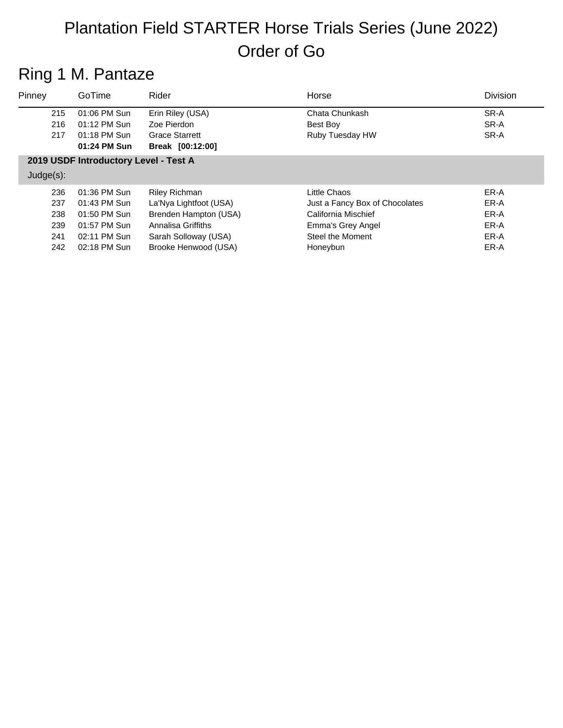# Plantation Field STARTER Horse Trials Series (June 2022)

# Order of Go

## Ring 1 M. Pantaze

| Pinney | GoTime | Rider | Horse | Division |
|---|---|---|---|---|
| 215 | 01:06 PM Sun | Erin Riley (USA) | Chata Chunkash | SR-A |
| 216 | 01:12 PM Sun | Zoe Pierdon | Best Boy | SR-A |
| 217 | 01:18 PM Sun | Grace Starrett | Ruby Tuesday HW | SR-A |
| | **01:24 PM Sun** | **Break [00:12:00]** | | |
| **2019 USDF Introductory Level - Test A** | | | | |
| Judge(s): | | | | |
| 236 | 01:36 PM Sun | Riley Richman | Little Chaos | ER-A |
| 237 | 01:43 PM Sun | La'Nya Lightfoot (USA) | Just a Fancy Box of Chocolates | ER-A |
| 238 | 01:50 PM Sun | Brenden Hampton (USA) | California Mischief | ER-A |
| 239 | 01:57 PM Sun | Annalisa Griffiths | Emma's Grey Angel | ER-A |
| 241 | 02:11 PM Sun | Sarah Solloway (USA) | Steel the Moment | ER-A |
| 242 | 02:18 PM Sun | Brooke Henwood (USA) | Honeybun | ER-A |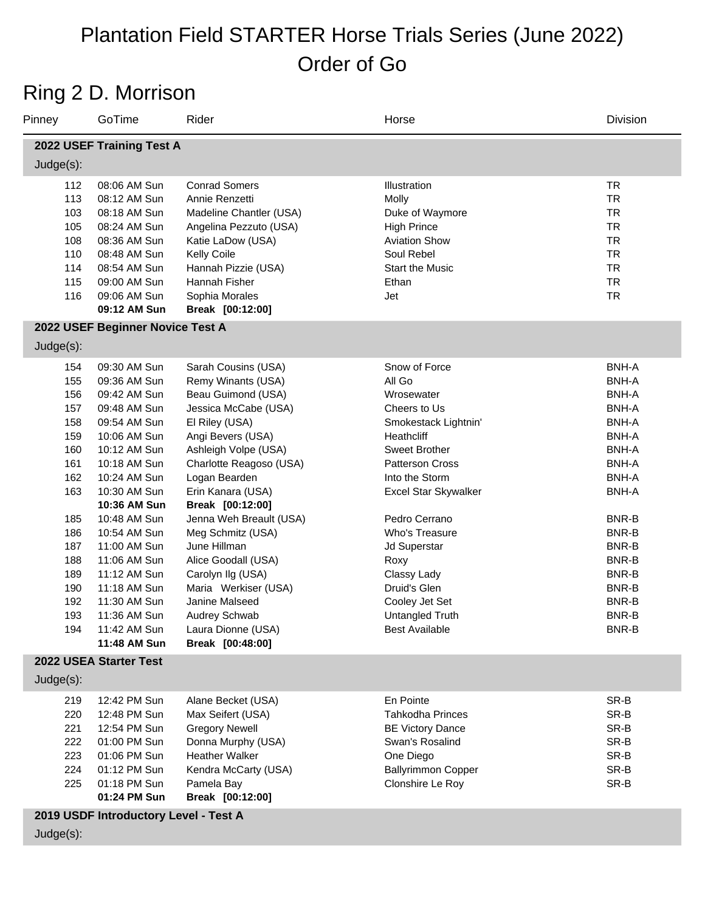# Plantation Field STARTER Horse Trials Series (June 2022)
# Order of Go

## Ring 2 D. Morrison

| Pinney | GoTime | Rider | Horse | Division |
|---|---|---|---|---|
| **2022 USEF Training Test A** | | | | |
| Judge(s): | | | | |
| 112 | 08:06 AM Sun | Conrad Somers | Illustration | TR |
| 113 | 08:12 AM Sun | Annie Renzetti | Molly | TR |
| 103 | 08:18 AM Sun | Madeline Chantler (USA) | Duke of Waymore | TR |
| 105 | 08:24 AM Sun | Angelina Pezzuto (USA) | High Prince | TR |
| 108 | 08:36 AM Sun | Katie LaDow (USA) | Aviation Show | TR |
| 110 | 08:48 AM Sun | Kelly Coile | Soul Rebel | TR |
| 114 | 08:54 AM Sun | Hannah Pizzie (USA) | Start the Music | TR |
| 115 | 09:00 AM Sun | Hannah Fisher | Ethan | TR |
| 116 | 09:06 AM Sun | Sophia Morales | Jet | TR |
| | **09:12 AM Sun** | **Break [00:12:00]** | | |
| **2022 USEF Beginner Novice Test A** | | | | |
| Judge(s): | | | | |
| 154 | 09:30 AM Sun | Sarah Cousins (USA) | Snow of Force | BNH-A |
| 155 | 09:36 AM Sun | Remy Winants (USA) | All Go | BNH-A |
| 156 | 09:42 AM Sun | Beau Guimond (USA) | Wrosewater | BNH-A |
| 157 | 09:48 AM Sun | Jessica McCabe (USA) | Cheers to Us | BNH-A |
| 158 | 09:54 AM Sun | El Riley (USA) | Smokestack Lightnin' | BNH-A |
| 159 | 10:06 AM Sun | Angi Bevers (USA) | Heathcliff | BNH-A |
| 160 | 10:12 AM Sun | Ashleigh Volpe (USA) | Sweet Brother | BNH-A |
| 161 | 10:18 AM Sun | Charlotte Reagoso (USA) | Patterson Cross | BNH-A |
| 162 | 10:24 AM Sun | Logan Bearden | Into the Storm | BNH-A |
| 163 | 10:30 AM Sun | Erin Kanara (USA) | Excel Star Skywalker | BNH-A |
| | **10:36 AM Sun** | **Break [00:12:00]** | | |
| 185 | 10:48 AM Sun | Jenna Weh Breault (USA) | Pedro Cerrano | BNR-B |
| 186 | 10:54 AM Sun | Meg Schmitz (USA) | Who's Treasure | BNR-B |
| 187 | 11:00 AM Sun | June Hillman | Jd Superstar | BNR-B |
| 188 | 11:06 AM Sun | Alice Goodall (USA) | Roxy | BNR-B |
| 189 | 11:12 AM Sun | Carolyn Ilg (USA) | Classy Lady | BNR-B |
| 190 | 11:18 AM Sun | Maria Werkiser (USA) | Druid's Glen | BNR-B |
| 192 | 11:30 AM Sun | Janine Malseed | Cooley Jet Set | BNR-B |
| 193 | 11:36 AM Sun | Audrey Schwab | Untangled Truth | BNR-B |
| 194 | 11:42 AM Sun | Laura Dionne (USA) | Best Available | BNR-B |
| | **11:48 AM Sun** | **Break [00:48:00]** | | |
| **2022 USEA Starter Test** | | | | |
| Judge(s): | | | | |
| 219 | 12:42 PM Sun | Alane Becket (USA) | En Pointe | SR-B |
| 220 | 12:48 PM Sun | Max Seifert (USA) | Tahkodha Princes | SR-B |
| 221 | 12:54 PM Sun | Gregory Newell | BE Victory Dance | SR-B |
| 222 | 01:00 PM Sun | Donna Murphy (USA) | Swan's Rosalind | SR-B |
| 223 | 01:06 PM Sun | Heather Walker | One Diego | SR-B |
| 224 | 01:12 PM Sun | Kendra McCarty (USA) | Ballyrimmon Copper | SR-B |
| 225 | 01:18 PM Sun | Pamela Bay | Clonshire Le Roy | SR-B |
| | **01:24 PM Sun** | **Break [00:12:00]** | | |
| **2019 USDF Introductory Level - Test A** | | | | |
| Judge(s): | | | | |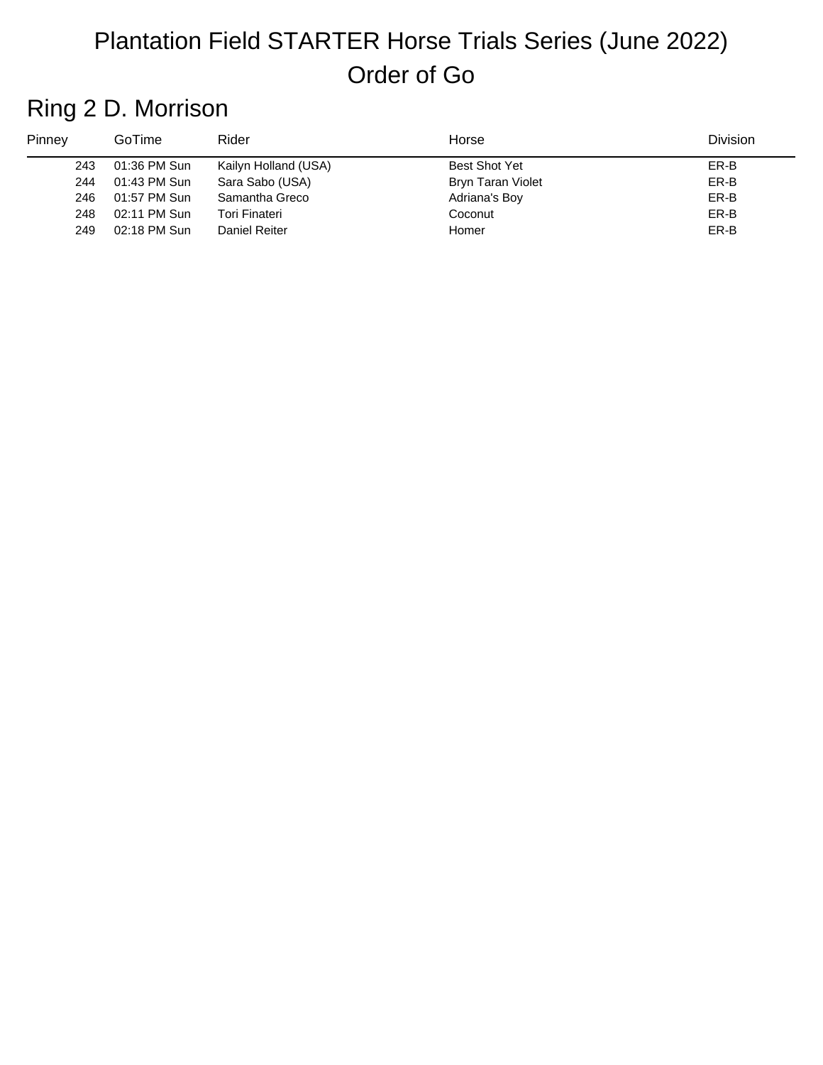# Plantation Field STARTER Horse Trials Series (June 2022)

# Order of Go

## Ring 2 D. Morrison

| Pinney | GoTime | Rider | Horse | Division |
|---|---|---|---|---|
| 243 | 01:36 PM Sun | Kailyn Holland (USA) | Best Shot Yet | ER-B |
| 244 | 01:43 PM Sun | Sara Sabo (USA) | Bryn Taran Violet | ER-B |
| 246 | 01:57 PM Sun | Samantha Greco | Adriana's Boy | ER-B |
| 248 | 02:11 PM Sun | Tori Finateri | Coconut | ER-B |
| 249 | 02:18 PM Sun | Daniel Reiter | Homer | ER-B |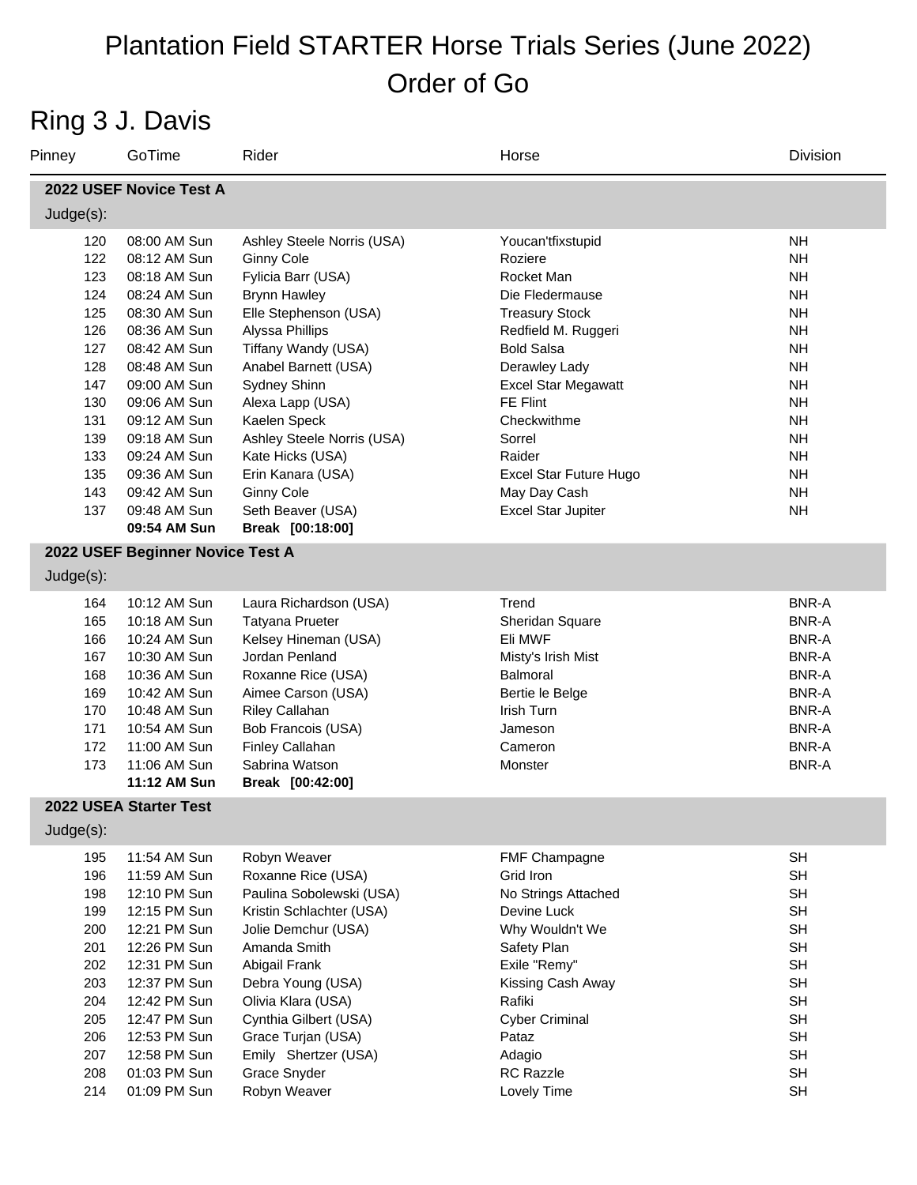# Plantation Field STARTER Horse Trials Series (June 2022)

# Order of Go

## Ring 3 J. Davis

| Pinney | GoTime | Rider | Horse | Division |
|---|---|---|---|---|
| **2022 USEF Novice Test A** | | | | |
| Judge(s): | | | | |
| 120 | 08:00 AM Sun | Ashley Steele Norris (USA) | Youcan'tfixstupid | NH |
| 122 | 08:12 AM Sun | Ginny Cole | Roziere | NH |
| 123 | 08:18 AM Sun | Fylicia Barr (USA) | Rocket Man | NH |
| 124 | 08:24 AM Sun | Brynn Hawley | Die Fledermause | NH |
| 125 | 08:30 AM Sun | Elle Stephenson (USA) | Treasury Stock | NH |
| 126 | 08:36 AM Sun | Alyssa Phillips | Redfield M. Ruggeri | NH |
| 127 | 08:42 AM Sun | Tiffany Wandy (USA) | Bold Salsa | NH |
| 128 | 08:48 AM Sun | Anabel Barnett (USA) | Derawley Lady | NH |
| 147 | 09:00 AM Sun | Sydney Shinn | Excel Star Megawatt | NH |
| 130 | 09:06 AM Sun | Alexa Lapp (USA) | FE Flint | NH |
| 131 | 09:12 AM Sun | Kaelen Speck | Checkwithme | NH |
| 139 | 09:18 AM Sun | Ashley Steele Norris (USA) | Sorrel | NH |
| 133 | 09:24 AM Sun | Kate Hicks (USA) | Raider | NH |
| 135 | 09:36 AM Sun | Erin Kanara (USA) | Excel Star Future Hugo | NH |
| 143 | 09:42 AM Sun | Ginny Cole | May Day Cash | NH |
| 137 | 09:48 AM Sun | Seth Beaver (USA) | Excel Star Jupiter | NH |
| | **09:54 AM Sun** | **Break [00:18:00]** | | |
| **2022 USEF Beginner Novice Test A** | | | | |
| Judge(s): | | | | |
| 164 | 10:12 AM Sun | Laura Richardson (USA) | Trend | BNR-A |
| 165 | 10:18 AM Sun | Tatyana Prueter | Sheridan Square | BNR-A |
| 166 | 10:24 AM Sun | Kelsey Hineman (USA) | Eli MWF | BNR-A |
| 167 | 10:30 AM Sun | Jordan Penland | Misty's Irish Mist | BNR-A |
| 168 | 10:36 AM Sun | Roxanne Rice (USA) | Balmoral | BNR-A |
| 169 | 10:42 AM Sun | Aimee Carson (USA) | Bertie le Belge | BNR-A |
| 170 | 10:48 AM Sun | Riley Callahan | Irish Turn | BNR-A |
| 171 | 10:54 AM Sun | Bob Francois (USA) | Jameson | BNR-A |
| 172 | 11:00 AM Sun | Finley Callahan | Cameron | BNR-A |
| 173 | 11:06 AM Sun | Sabrina Watson | Monster | BNR-A |
| | **11:12 AM Sun** | **Break [00:42:00]** | | |
| **2022 USEA Starter Test** | | | | |
| Judge(s): | | | | |
| 195 | 11:54 AM Sun | Robyn Weaver | FMF Champagne | SH |
| 196 | 11:59 AM Sun | Roxanne Rice (USA) | Grid Iron | SH |
| 198 | 12:10 PM Sun | Paulina Sobolewski (USA) | No Strings Attached | SH |
| 199 | 12:15 PM Sun | Kristin Schlachter (USA) | Devine Luck | SH |
| 200 | 12:21 PM Sun | Jolie Demchur (USA) | Why Wouldn't We | SH |
| 201 | 12:26 PM Sun | Amanda Smith | Safety Plan | SH |
| 202 | 12:31 PM Sun | Abigail Frank | Exile "Remy" | SH |
| 203 | 12:37 PM Sun | Debra Young (USA) | Kissing Cash Away | SH |
| 204 | 12:42 PM Sun | Olivia Klara (USA) | Rafiki | SH |
| 205 | 12:47 PM Sun | Cynthia Gilbert (USA) | Cyber Criminal | SH |
| 206 | 12:53 PM Sun | Grace Turjan (USA) | Pataz | SH |
| 207 | 12:58 PM Sun | Emily Shertzer (USA) | Adagio | SH |
| 208 | 01:03 PM Sun | Grace Snyder | RC Razzle | SH |
| 214 | 01:09 PM Sun | Robyn Weaver | Lovely Time | SH |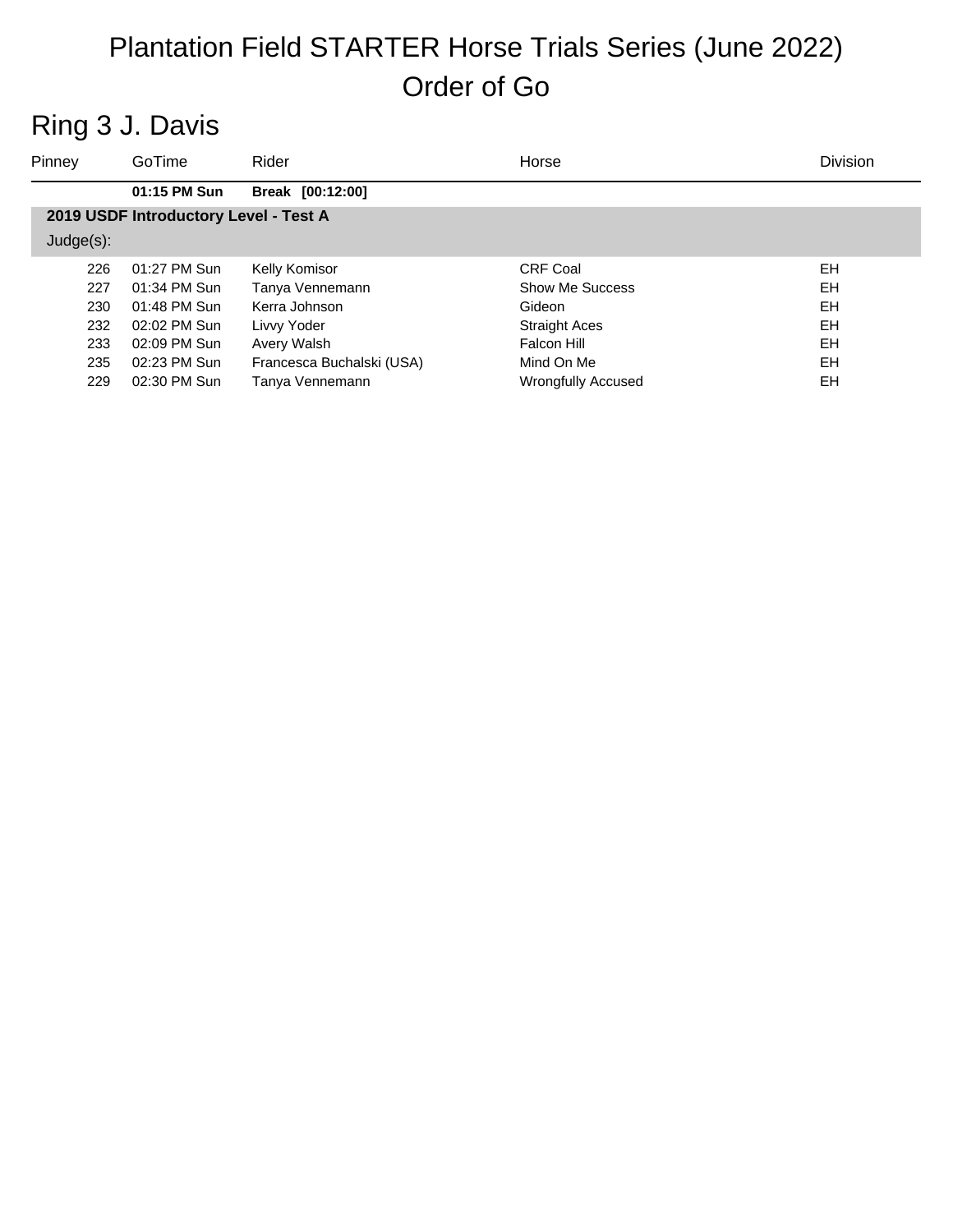# Plantation Field STARTER Horse Trials Series (June 2022)

# Order of Go

## Ring 3 J. Davis

| Pinney | GoTime | Rider | Horse | Division |
|---|---|---|---|---|
| | **01:15 PM Sun** | **Break [00:12:00]** | | |
| **2019 USDF Introductory Level - Test A** | | | | |
| Judge(s): | | | | |
| 226 | 01:27 PM Sun | Kelly Komisor | CRF Coal | EH |
| 227 | 01:34 PM Sun | Tanya Vennemann | Show Me Success | EH |
| 230 | 01:48 PM Sun | Kerra Johnson | Gideon | EH |
| 232 | 02:02 PM Sun | Livvy Yoder | Straight Aces | EH |
| 233 | 02:09 PM Sun | Avery Walsh | Falcon Hill | EH |
| 235 | 02:23 PM Sun | Francesca Buchalski (USA) | Mind On Me | EH |
| 229 | 02:30 PM Sun | Tanya Vennemann | Wrongfully Accused | EH |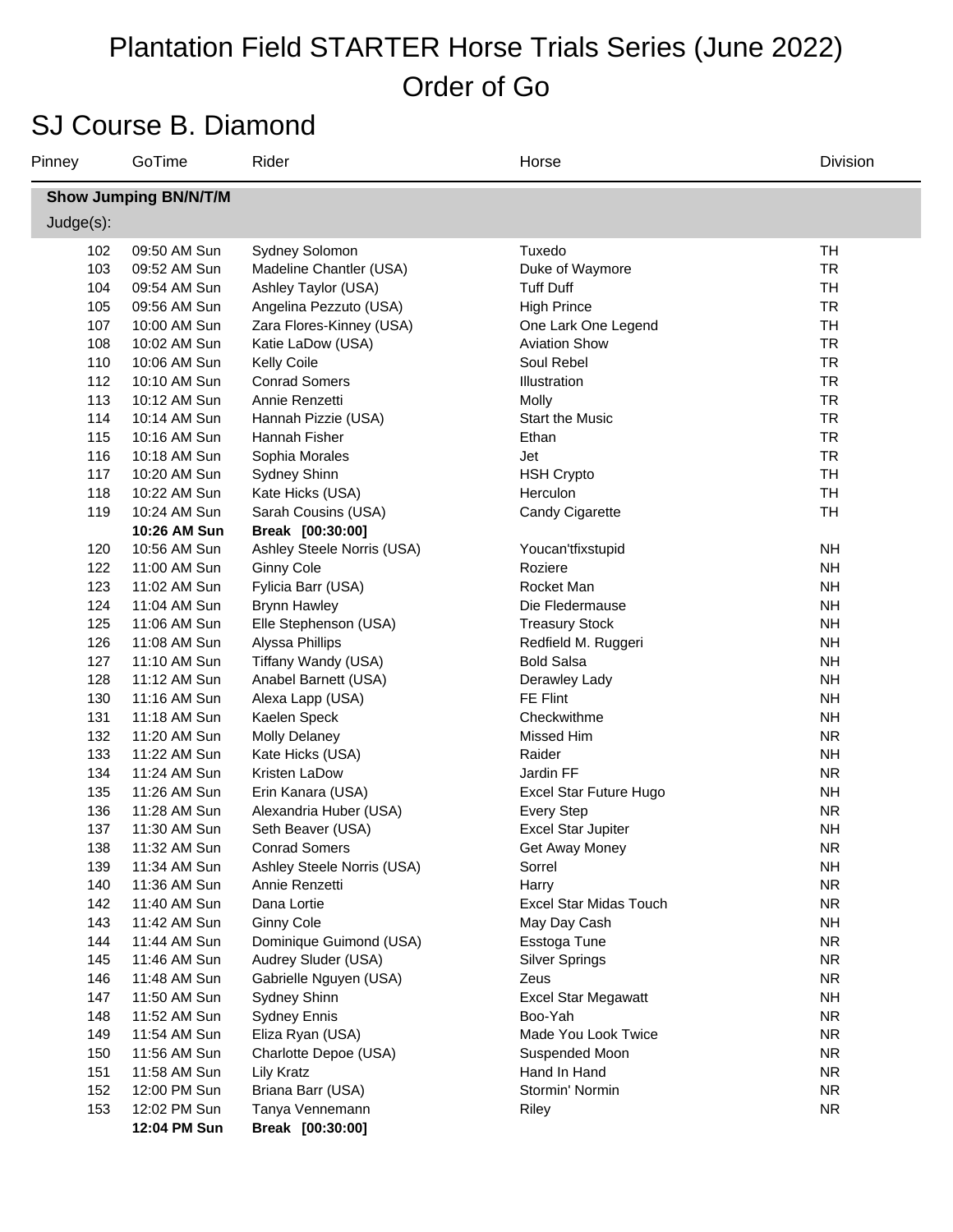# Plantation Field STARTER Horse Trials Series (June 2022)

# Order of Go

## SJ Course B. Diamond

| Pinney | GoTime | Rider | Horse | Division |
|---|---|---|---|---|
| **Show Jumping BN/N/T/M** | | | | |
| Judge(s): | | | | |
| 102 | 09:50 AM Sun | Sydney Solomon | Tuxedo | TH |
| 103 | 09:52 AM Sun | Madeline Chantler (USA) | Duke of Waymore | TR |
| 104 | 09:54 AM Sun | Ashley Taylor (USA) | Tuff Duff | TH |
| 105 | 09:56 AM Sun | Angelina Pezzuto (USA) | High Prince | TR |
| 107 | 10:00 AM Sun | Zara Flores-Kinney (USA) | One Lark One Legend | TH |
| 108 | 10:02 AM Sun | Katie LaDow (USA) | Aviation Show | TR |
| 110 | 10:06 AM Sun | Kelly Coile | Soul Rebel | TR |
| 112 | 10:10 AM Sun | Conrad Somers | Illustration | TR |
| 113 | 10:12 AM Sun | Annie Renzetti | Molly | TR |
| 114 | 10:14 AM Sun | Hannah Pizzie (USA) | Start the Music | TR |
| 115 | 10:16 AM Sun | Hannah Fisher | Ethan | TR |
| 116 | 10:18 AM Sun | Sophia Morales | Jet | TR |
| 117 | 10:20 AM Sun | Sydney Shinn | HSH Crypto | TH |
| 118 | 10:22 AM Sun | Kate Hicks (USA) | Herculon | TH |
| 119 | 10:24 AM Sun | Sarah Cousins (USA) | Candy Cigarette | TH |
| | **10:26 AM Sun** | **Break [00:30:00]** | | |
| 120 | 10:56 AM Sun | Ashley Steele Norris (USA) | Youcan'tfixstupid | NH |
| 122 | 11:00 AM Sun | Ginny Cole | Roziere | NH |
| 123 | 11:02 AM Sun | Fylicia Barr (USA) | Rocket Man | NH |
| 124 | 11:04 AM Sun | Brynn Hawley | Die Fledermause | NH |
| 125 | 11:06 AM Sun | Elle Stephenson (USA) | Treasury Stock | NH |
| 126 | 11:08 AM Sun | Alyssa Phillips | Redfield M. Ruggeri | NH |
| 127 | 11:10 AM Sun | Tiffany Wandy (USA) | Bold Salsa | NH |
| 128 | 11:12 AM Sun | Anabel Barnett (USA) | Derawley Lady | NH |
| 130 | 11:16 AM Sun | Alexa Lapp (USA) | FE Flint | NH |
| 131 | 11:18 AM Sun | Kaelen Speck | Checkwithme | NH |
| 132 | 11:20 AM Sun | Molly Delaney | Missed Him | NR |
| 133 | 11:22 AM Sun | Kate Hicks (USA) | Raider | NH |
| 134 | 11:24 AM Sun | Kristen LaDow | Jardin FF | NR |
| 135 | 11:26 AM Sun | Erin Kanara (USA) | Excel Star Future Hugo | NH |
| 136 | 11:28 AM Sun | Alexandria Huber (USA) | Every Step | NR |
| 137 | 11:30 AM Sun | Seth Beaver (USA) | Excel Star Jupiter | NH |
| 138 | 11:32 AM Sun | Conrad Somers | Get Away Money | NR |
| 139 | 11:34 AM Sun | Ashley Steele Norris (USA) | Sorrel | NH |
| 140 | 11:36 AM Sun | Annie Renzetti | Harry | NR |
| 142 | 11:40 AM Sun | Dana Lortie | Excel Star Midas Touch | NR |
| 143 | 11:42 AM Sun | Ginny Cole | May Day Cash | NH |
| 144 | 11:44 AM Sun | Dominique Guimond (USA) | Esstoga Tune | NR |
| 145 | 11:46 AM Sun | Audrey Sluder (USA) | Silver Springs | NR |
| 146 | 11:48 AM Sun | Gabrielle Nguyen (USA) | Zeus | NR |
| 147 | 11:50 AM Sun | Sydney Shinn | Excel Star Megawatt | NH |
| 148 | 11:52 AM Sun | Sydney Ennis | Boo-Yah | NR |
| 149 | 11:54 AM Sun | Eliza Ryan (USA) | Made You Look Twice | NR |
| 150 | 11:56 AM Sun | Charlotte Depoe (USA) | Suspended Moon | NR |
| 151 | 11:58 AM Sun | Lily Kratz | Hand In Hand | NR |
| 152 | 12:00 PM Sun | Briana Barr (USA) | Stormin' Normin | NR |
| 153 | 12:02 PM Sun | Tanya Vennemann | Riley | NR |
| | **12:04 PM Sun** | **Break [00:30:00]** | | |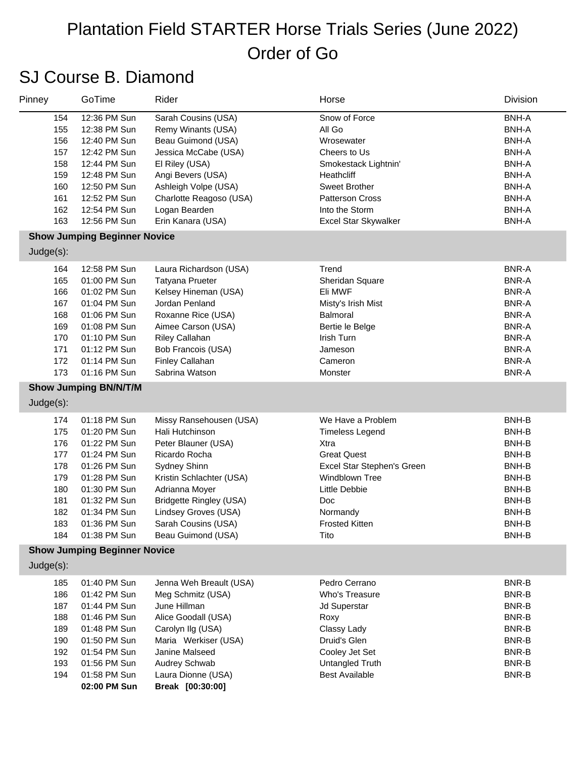# Plantation Field STARTER Horse Trials Series (June 2022)

# Order of Go

## SJ Course B. Diamond

| Pinney | GoTime | Rider | Horse | Division |
|---|---|---|---|---|
| 154 | 12:36 PM Sun | Sarah Cousins (USA) | Snow of Force | BNH-A |
| 155 | 12:38 PM Sun | Remy Winants (USA) | All Go | BNH-A |
| 156 | 12:40 PM Sun | Beau Guimond (USA) | Wrosewater | BNH-A |
| 157 | 12:42 PM Sun | Jessica McCabe (USA) | Cheers to Us | BNH-A |
| 158 | 12:44 PM Sun | El Riley (USA) | Smokestack Lightnin' | BNH-A |
| 159 | 12:48 PM Sun | Angi Bevers (USA) | Heathcliff | BNH-A |
| 160 | 12:50 PM Sun | Ashleigh Volpe (USA) | Sweet Brother | BNH-A |
| 161 | 12:52 PM Sun | Charlotte Reagoso (USA) | Patterson Cross | BNH-A |
| 162 | 12:54 PM Sun | Logan Bearden | Into the Storm | BNH-A |
| 163 | 12:56 PM Sun | Erin Kanara (USA) | Excel Star Skywalker | BNH-A |
| **Show Jumping Beginner Novice** | | | | |
| Judge(s): | | | | |
| 164 | 12:58 PM Sun | Laura Richardson (USA) | Trend | BNR-A |
| 165 | 01:00 PM Sun | Tatyana Prueter | Sheridan Square | BNR-A |
| 166 | 01:02 PM Sun | Kelsey Hineman (USA) | Eli MWF | BNR-A |
| 167 | 01:04 PM Sun | Jordan Penland | Misty's Irish Mist | BNR-A |
| 168 | 01:06 PM Sun | Roxanne Rice (USA) | Balmoral | BNR-A |
| 169 | 01:08 PM Sun | Aimee Carson (USA) | Bertie le Belge | BNR-A |
| 170 | 01:10 PM Sun | Riley Callahan | Irish Turn | BNR-A |
| 171 | 01:12 PM Sun | Bob Francois (USA) | Jameson | BNR-A |
| 172 | 01:14 PM Sun | Finley Callahan | Cameron | BNR-A |
| 173 | 01:16 PM Sun | Sabrina Watson | Monster | BNR-A |
| **Show Jumping BN/N/T/M** | | | | |
| Judge(s): | | | | |
| 174 | 01:18 PM Sun | Missy Ransehousen (USA) | We Have a Problem | BNH-B |
| 175 | 01:20 PM Sun | Hali Hutchinson | Timeless Legend | BNH-B |
| 176 | 01:22 PM Sun | Peter Blauner (USA) | Xtra | BNH-B |
| 177 | 01:24 PM Sun | Ricardo Rocha | Great Quest | BNH-B |
| 178 | 01:26 PM Sun | Sydney Shinn | Excel Star Stephen's Green | BNH-B |
| 179 | 01:28 PM Sun | Kristin Schlachter (USA) | Windblown Tree | BNH-B |
| 180 | 01:30 PM Sun | Adrianna Moyer | Little Debbie | BNH-B |
| 181 | 01:32 PM Sun | Bridgette Ringley (USA) | Doc | BNH-B |
| 182 | 01:34 PM Sun | Lindsey Groves (USA) | Normandy | BNH-B |
| 183 | 01:36 PM Sun | Sarah Cousins (USA) | Frosted Kitten | BNH-B |
| 184 | 01:38 PM Sun | Beau Guimond (USA) | Tito | BNH-B |
| **Show Jumping Beginner Novice** | | | | |
| Judge(s): | | | | |
| 185 | 01:40 PM Sun | Jenna Weh Breault (USA) | Pedro Cerrano | BNR-B |
| 186 | 01:42 PM Sun | Meg Schmitz (USA) | Who's Treasure | BNR-B |
| 187 | 01:44 PM Sun | June Hillman | Jd Superstar | BNR-B |
| 188 | 01:46 PM Sun | Alice Goodall (USA) | Roxy | BNR-B |
| 189 | 01:48 PM Sun | Carolyn Ilg (USA) | Classy Lady | BNR-B |
| 190 | 01:50 PM Sun | Maria Werkiser (USA) | Druid's Glen | BNR-B |
| 192 | 01:54 PM Sun | Janine Malseed | Cooley Jet Set | BNR-B |
| 193 | 01:56 PM Sun | Audrey Schwab | Untangled Truth | BNR-B |
| 194 | 01:58 PM Sun | Laura Dionne (USA) | Best Available | BNR-B |
| | **02:00 PM Sun** | **Break [00:30:00]** | | |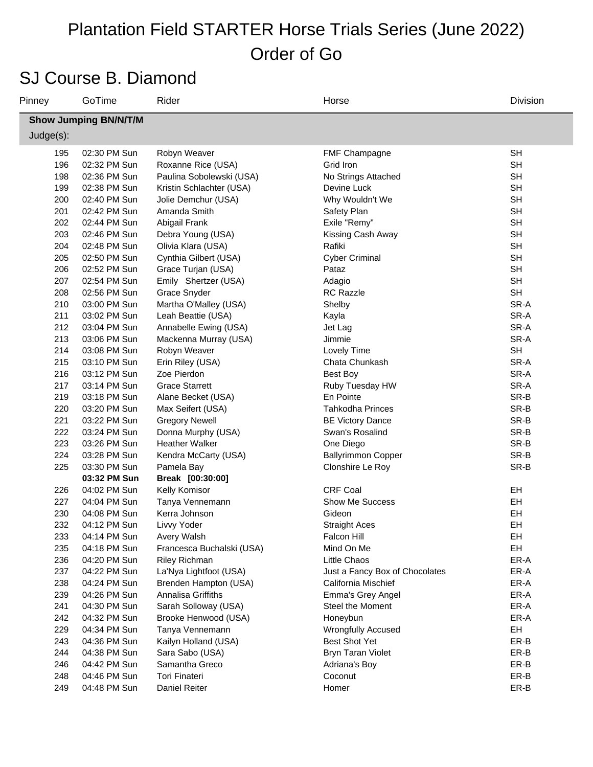# Plantation Field STARTER Horse Trials Series (June 2022)

# Order of Go

## SJ Course B. Diamond

| Pinney | GoTime | Rider | Horse | Division |
|---|---|---|---|---|
| **Show Jumping BN/N/T/M** | | | | |
| Judge(s): | | | | |
| 195 | 02:30 PM Sun | Robyn Weaver | FMF Champagne | SH |
| 196 | 02:32 PM Sun | Roxanne Rice (USA) | Grid Iron | SH |
| 198 | 02:36 PM Sun | Paulina Sobolewski (USA) | No Strings Attached | SH |
| 199 | 02:38 PM Sun | Kristin Schlachter (USA) | Devine Luck | SH |
| 200 | 02:40 PM Sun | Jolie Demchur (USA) | Why Wouldn't We | SH |
| 201 | 02:42 PM Sun | Amanda Smith | Safety Plan | SH |
| 202 | 02:44 PM Sun | Abigail Frank | Exile "Remy" | SH |
| 203 | 02:46 PM Sun | Debra Young (USA) | Kissing Cash Away | SH |
| 204 | 02:48 PM Sun | Olivia Klara (USA) | Rafiki | SH |
| 205 | 02:50 PM Sun | Cynthia Gilbert (USA) | Cyber Criminal | SH |
| 206 | 02:52 PM Sun | Grace Turjan (USA) | Pataz | SH |
| 207 | 02:54 PM Sun | Emily Shertzer (USA) | Adagio | SH |
| 208 | 02:56 PM Sun | Grace Snyder | RC Razzle | SH |
| 210 | 03:00 PM Sun | Martha O'Malley (USA) | Shelby | SR-A |
| 211 | 03:02 PM Sun | Leah Beattie (USA) | Kayla | SR-A |
| 212 | 03:04 PM Sun | Annabelle Ewing (USA) | Jet Lag | SR-A |
| 213 | 03:06 PM Sun | Mackenna Murray (USA) | Jimmie | SR-A |
| 214 | 03:08 PM Sun | Robyn Weaver | Lovely Time | SH |
| 215 | 03:10 PM Sun | Erin Riley (USA) | Chata Chunkash | SR-A |
| 216 | 03:12 PM Sun | Zoe Pierdon | Best Boy | SR-A |
| 217 | 03:14 PM Sun | Grace Starrett | Ruby Tuesday HW | SR-A |
| 219 | 03:18 PM Sun | Alane Becket (USA) | En Pointe | SR-B |
| 220 | 03:20 PM Sun | Max Seifert (USA) | Tahkodha Princes | SR-B |
| 221 | 03:22 PM Sun | Gregory Newell | BE Victory Dance | SR-B |
| 222 | 03:24 PM Sun | Donna Murphy (USA) | Swan's Rosalind | SR-B |
| 223 | 03:26 PM Sun | Heather Walker | One Diego | SR-B |
| 224 | 03:28 PM Sun | Kendra McCarty (USA) | Ballyrimmon Copper | SR-B |
| 225 | 03:30 PM Sun | Pamela Bay | Clonshire Le Roy | SR-B |
| | **03:32 PM Sun** | **Break [00:30:00]** | | |
| 226 | 04:02 PM Sun | Kelly Komisor | CRF Coal | EH |
| 227 | 04:04 PM Sun | Tanya Vennemann | Show Me Success | EH |
| 230 | 04:08 PM Sun | Kerra Johnson | Gideon | EH |
| 232 | 04:12 PM Sun | Livvy Yoder | Straight Aces | EH |
| 233 | 04:14 PM Sun | Avery Walsh | Falcon Hill | EH |
| 235 | 04:18 PM Sun | Francesca Buchalski (USA) | Mind On Me | EH |
| 236 | 04:20 PM Sun | Riley Richman | Little Chaos | ER-A |
| 237 | 04:22 PM Sun | La'Nya Lightfoot (USA) | Just a Fancy Box of Chocolates | ER-A |
| 238 | 04:24 PM Sun | Brenden Hampton (USA) | California Mischief | ER-A |
| 239 | 04:26 PM Sun | Annalisa Griffiths | Emma's Grey Angel | ER-A |
| 241 | 04:30 PM Sun | Sarah Solloway (USA) | Steel the Moment | ER-A |
| 242 | 04:32 PM Sun | Brooke Henwood (USA) | Honeybun | ER-A |
| 229 | 04:34 PM Sun | Tanya Vennemann | Wrongfully Accused | EH |
| 243 | 04:36 PM Sun | Kailyn Holland (USA) | Best Shot Yet | ER-B |
| 244 | 04:38 PM Sun | Sara Sabo (USA) | Bryn Taran Violet | ER-B |
| 246 | 04:42 PM Sun | Samantha Greco | Adriana's Boy | ER-B |
| 248 | 04:46 PM Sun | Tori Finateri | Coconut | ER-B |
| 249 | 04:48 PM Sun | Daniel Reiter | Homer | ER-B |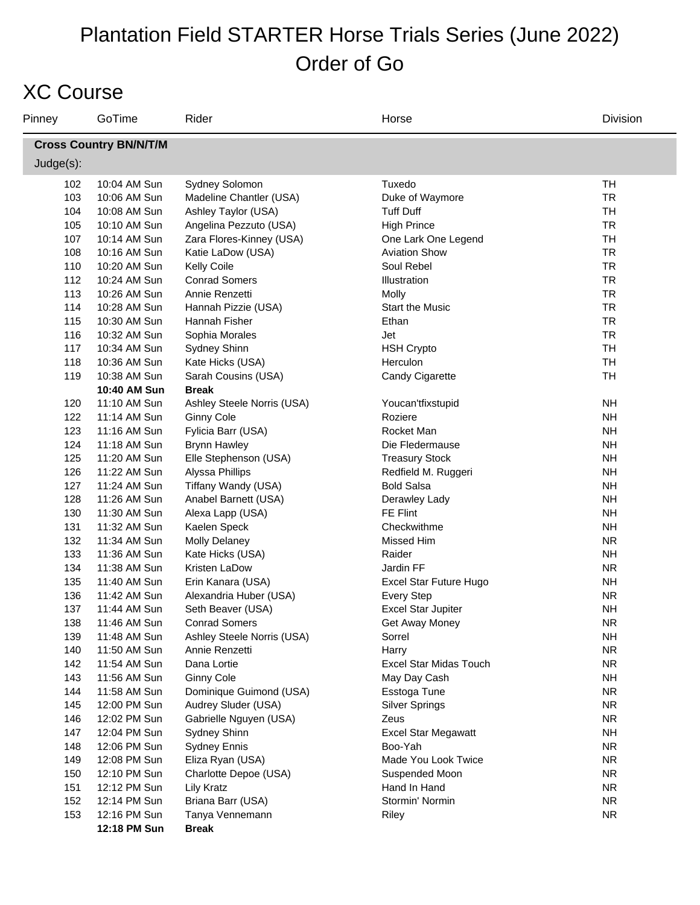# Plantation Field STARTER Horse Trials Series (June 2022)
# Order of Go

## XC Course

| Pinney | GoTime | Rider | Horse | Division |
|---|---|---|---|---|
| **Cross Country BN/N/T/M** | | | | |
| Judge(s): | | | | |
| 102 | 10:04 AM Sun | Sydney Solomon | Tuxedo | TH |
| 103 | 10:06 AM Sun | Madeline Chantler (USA) | Duke of Waymore | TR |
| 104 | 10:08 AM Sun | Ashley Taylor (USA) | Tuff Duff | TH |
| 105 | 10:10 AM Sun | Angelina Pezzuto (USA) | High Prince | TR |
| 107 | 10:14 AM Sun | Zara Flores-Kinney (USA) | One Lark One Legend | TH |
| 108 | 10:16 AM Sun | Katie LaDow (USA) | Aviation Show | TR |
| 110 | 10:20 AM Sun | Kelly Coile | Soul Rebel | TR |
| 112 | 10:24 AM Sun | Conrad Somers | Illustration | TR |
| 113 | 10:26 AM Sun | Annie Renzetti | Molly | TR |
| 114 | 10:28 AM Sun | Hannah Pizzie (USA) | Start the Music | TR |
| 115 | 10:30 AM Sun | Hannah Fisher | Ethan | TR |
| 116 | 10:32 AM Sun | Sophia Morales | Jet | TR |
| 117 | 10:34 AM Sun | Sydney Shinn | HSH Crypto | TH |
| 118 | 10:36 AM Sun | Kate Hicks (USA) | Herculon | TH |
| 119 | 10:38 AM Sun | Sarah Cousins (USA) | Candy Cigarette | TH |
| | **10:40 AM Sun** | **Break** | | |
| 120 | 11:10 AM Sun | Ashley Steele Norris (USA) | Youcan'tfixstupid | NH |
| 122 | 11:14 AM Sun | Ginny Cole | Roziere | NH |
| 123 | 11:16 AM Sun | Fylicia Barr (USA) | Rocket Man | NH |
| 124 | 11:18 AM Sun | Brynn Hawley | Die Fledermause | NH |
| 125 | 11:20 AM Sun | Elle Stephenson (USA) | Treasury Stock | NH |
| 126 | 11:22 AM Sun | Alyssa Phillips | Redfield M. Ruggeri | NH |
| 127 | 11:24 AM Sun | Tiffany Wandy (USA) | Bold Salsa | NH |
| 128 | 11:26 AM Sun | Anabel Barnett (USA) | Derawley Lady | NH |
| 130 | 11:30 AM Sun | Alexa Lapp (USA) | FE Flint | NH |
| 131 | 11:32 AM Sun | Kaelen Speck | Checkwithme | NH |
| 132 | 11:34 AM Sun | Molly Delaney | Missed Him | NR |
| 133 | 11:36 AM Sun | Kate Hicks (USA) | Raider | NH |
| 134 | 11:38 AM Sun | Kristen LaDow | Jardin FF | NR |
| 135 | 11:40 AM Sun | Erin Kanara (USA) | Excel Star Future Hugo | NH |
| 136 | 11:42 AM Sun | Alexandria Huber (USA) | Every Step | NR |
| 137 | 11:44 AM Sun | Seth Beaver (USA) | Excel Star Jupiter | NH |
| 138 | 11:46 AM Sun | Conrad Somers | Get Away Money | NR |
| 139 | 11:48 AM Sun | Ashley Steele Norris (USA) | Sorrel | NH |
| 140 | 11:50 AM Sun | Annie Renzetti | Harry | NR |
| 142 | 11:54 AM Sun | Dana Lortie | Excel Star Midas Touch | NR |
| 143 | 11:56 AM Sun | Ginny Cole | May Day Cash | NH |
| 144 | 11:58 AM Sun | Dominique Guimond (USA) | Esstoga Tune | NR |
| 145 | 12:00 PM Sun | Audrey Sluder (USA) | Silver Springs | NR |
| 146 | 12:02 PM Sun | Gabrielle Nguyen (USA) | Zeus | NR |
| 147 | 12:04 PM Sun | Sydney Shinn | Excel Star Megawatt | NH |
| 148 | 12:06 PM Sun | Sydney Ennis | Boo-Yah | NR |
| 149 | 12:08 PM Sun | Eliza Ryan (USA) | Made You Look Twice | NR |
| 150 | 12:10 PM Sun | Charlotte Depoe (USA) | Suspended Moon | NR |
| 151 | 12:12 PM Sun | Lily Kratz | Hand In Hand | NR |
| 152 | 12:14 PM Sun | Briana Barr (USA) | Stormin' Normin | NR |
| 153 | 12:16 PM Sun | Tanya Vennemann | Riley | NR |
| | **12:18 PM Sun** | **Break** | | |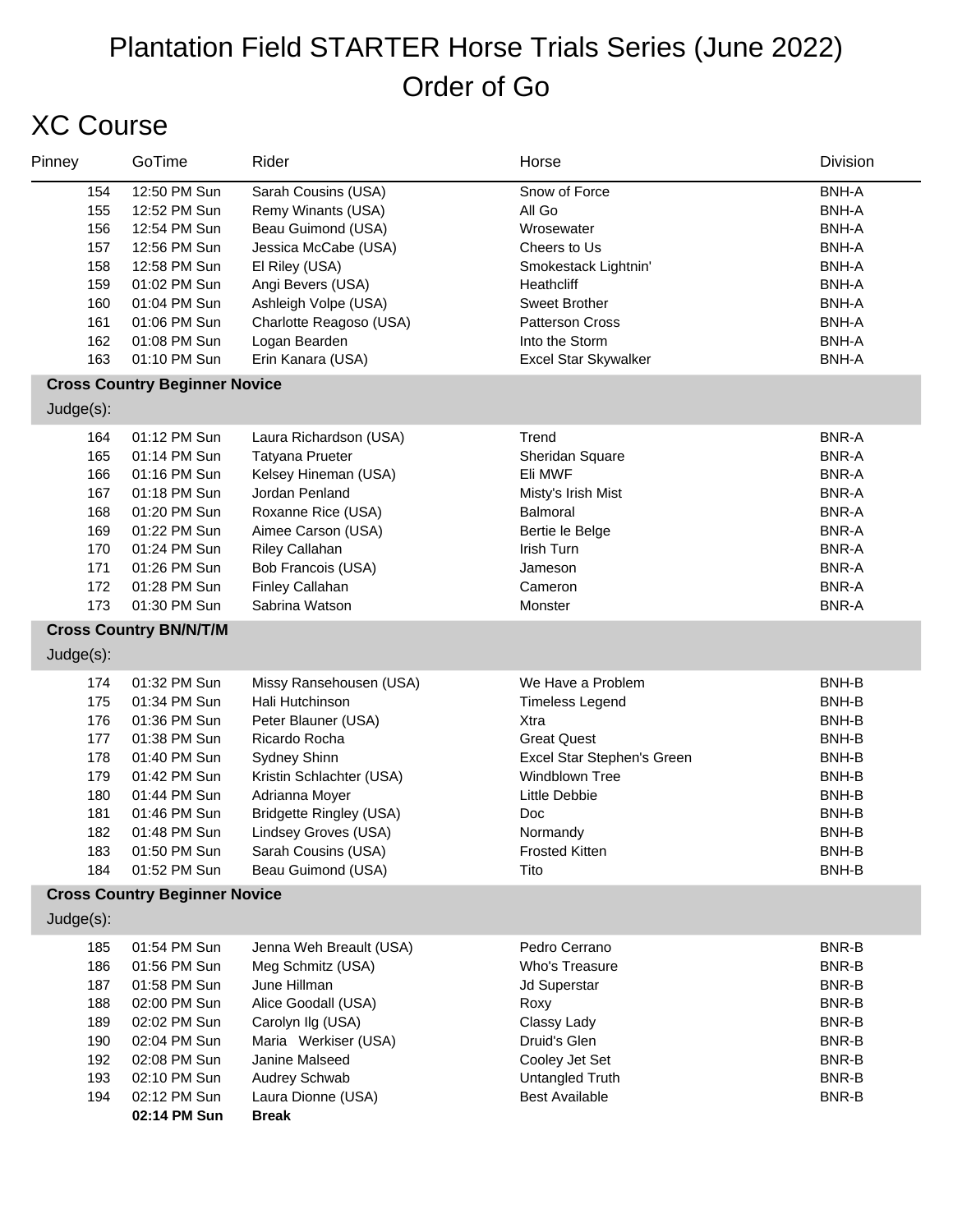# Plantation Field STARTER Horse Trials Series (June 2022)
# Order of Go

## XC Course

| Pinney | GoTime | Rider | Horse | Division |
|---|---|---|---|---|
| 154 | 12:50 PM Sun | Sarah Cousins (USA) | Snow of Force | BNH-A |
| 155 | 12:52 PM Sun | Remy Winants (USA) | All Go | BNH-A |
| 156 | 12:54 PM Sun | Beau Guimond (USA) | Wrosewater | BNH-A |
| 157 | 12:56 PM Sun | Jessica McCabe (USA) | Cheers to Us | BNH-A |
| 158 | 12:58 PM Sun | El Riley (USA) | Smokestack Lightnin' | BNH-A |
| 159 | 01:02 PM Sun | Angi Bevers (USA) | Heathcliff | BNH-A |
| 160 | 01:04 PM Sun | Ashleigh Volpe (USA) | Sweet Brother | BNH-A |
| 161 | 01:06 PM Sun | Charlotte Reagoso (USA) | Patterson Cross | BNH-A |
| 162 | 01:08 PM Sun | Logan Bearden | Into the Storm | BNH-A |
| 163 | 01:10 PM Sun | Erin Kanara (USA) | Excel Star Skywalker | BNH-A |
| **Cross Country Beginner Novice** | | | | |
| Judge(s): | | | | |
| 164 | 01:12 PM Sun | Laura Richardson (USA) | Trend | BNR-A |
| 165 | 01:14 PM Sun | Tatyana Prueter | Sheridan Square | BNR-A |
| 166 | 01:16 PM Sun | Kelsey Hineman (USA) | Eli MWF | BNR-A |
| 167 | 01:18 PM Sun | Jordan Penland | Misty's Irish Mist | BNR-A |
| 168 | 01:20 PM Sun | Roxanne Rice (USA) | Balmoral | BNR-A |
| 169 | 01:22 PM Sun | Aimee Carson (USA) | Bertie le Belge | BNR-A |
| 170 | 01:24 PM Sun | Riley Callahan | Irish Turn | BNR-A |
| 171 | 01:26 PM Sun | Bob Francois (USA) | Jameson | BNR-A |
| 172 | 01:28 PM Sun | Finley Callahan | Cameron | BNR-A |
| 173 | 01:30 PM Sun | Sabrina Watson | Monster | BNR-A |
| **Cross Country BN/N/T/M** | | | | |
| Judge(s): | | | | |
| 174 | 01:32 PM Sun | Missy Ransehousen (USA) | We Have a Problem | BNH-B |
| 175 | 01:34 PM Sun | Hali Hutchinson | Timeless Legend | BNH-B |
| 176 | 01:36 PM Sun | Peter Blauner (USA) | Xtra | BNH-B |
| 177 | 01:38 PM Sun | Ricardo Rocha | Great Quest | BNH-B |
| 178 | 01:40 PM Sun | Sydney Shinn | Excel Star Stephen's Green | BNH-B |
| 179 | 01:42 PM Sun | Kristin Schlachter (USA) | Windblown Tree | BNH-B |
| 180 | 01:44 PM Sun | Adrianna Moyer | Little Debbie | BNH-B |
| 181 | 01:46 PM Sun | Bridgette Ringley (USA) | Doc | BNH-B |
| 182 | 01:48 PM Sun | Lindsey Groves (USA) | Normandy | BNH-B |
| 183 | 01:50 PM Sun | Sarah Cousins (USA) | Frosted Kitten | BNH-B |
| 184 | 01:52 PM Sun | Beau Guimond (USA) | Tito | BNH-B |
| **Cross Country Beginner Novice** | | | | |
| Judge(s): | | | | |
| 185 | 01:54 PM Sun | Jenna Weh Breault (USA) | Pedro Cerrano | BNR-B |
| 186 | 01:56 PM Sun | Meg Schmitz (USA) | Who's Treasure | BNR-B |
| 187 | 01:58 PM Sun | June Hillman | Jd Superstar | BNR-B |
| 188 | 02:00 PM Sun | Alice Goodall (USA) | Roxy | BNR-B |
| 189 | 02:02 PM Sun | Carolyn Ilg (USA) | Classy Lady | BNR-B |
| 190 | 02:04 PM Sun | Maria Werkiser (USA) | Druid's Glen | BNR-B |
| 192 | 02:08 PM Sun | Janine Malseed | Cooley Jet Set | BNR-B |
| 193 | 02:10 PM Sun | Audrey Schwab | Untangled Truth | BNR-B |
| 194 | 02:12 PM Sun | Laura Dionne (USA) | Best Available | BNR-B |
| | **02:14 PM Sun** | **Break** | | |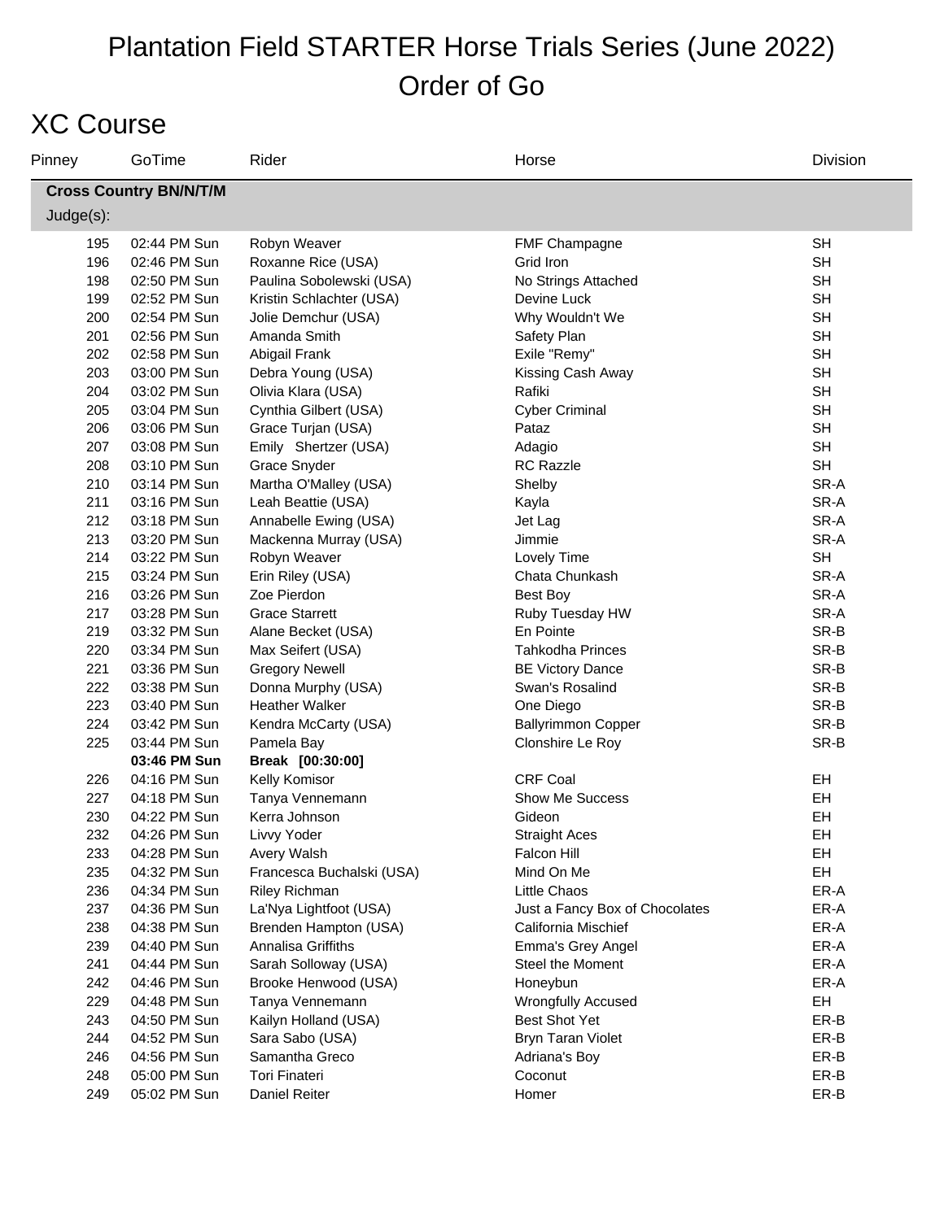# Plantation Field STARTER Horse Trials Series (June 2022)
# Order of Go

## XC Course

| Pinney | GoTime | Rider | Horse | Division |
|---|---|---|---|---|
| **Cross Country BN/N/T/M** | | | | |
| Judge(s): | | | | |
| 195 | 02:44 PM Sun | Robyn Weaver | FMF Champagne | SH |
| 196 | 02:46 PM Sun | Roxanne Rice (USA) | Grid Iron | SH |
| 198 | 02:50 PM Sun | Paulina Sobolewski (USA) | No Strings Attached | SH |
| 199 | 02:52 PM Sun | Kristin Schlachter (USA) | Devine Luck | SH |
| 200 | 02:54 PM Sun | Jolie Demchur (USA) | Why Wouldn't We | SH |
| 201 | 02:56 PM Sun | Amanda Smith | Safety Plan | SH |
| 202 | 02:58 PM Sun | Abigail Frank | Exile "Remy" | SH |
| 203 | 03:00 PM Sun | Debra Young (USA) | Kissing Cash Away | SH |
| 204 | 03:02 PM Sun | Olivia Klara (USA) | Rafiki | SH |
| 205 | 03:04 PM Sun | Cynthia Gilbert (USA) | Cyber Criminal | SH |
| 206 | 03:06 PM Sun | Grace Turjan (USA) | Pataz | SH |
| 207 | 03:08 PM Sun | Emily Shertzer (USA) | Adagio | SH |
| 208 | 03:10 PM Sun | Grace Snyder | RC Razzle | SH |
| 210 | 03:14 PM Sun | Martha O'Malley (USA) | Shelby | SR-A |
| 211 | 03:16 PM Sun | Leah Beattie (USA) | Kayla | SR-A |
| 212 | 03:18 PM Sun | Annabelle Ewing (USA) | Jet Lag | SR-A |
| 213 | 03:20 PM Sun | Mackenna Murray (USA) | Jimmie | SR-A |
| 214 | 03:22 PM Sun | Robyn Weaver | Lovely Time | SH |
| 215 | 03:24 PM Sun | Erin Riley (USA) | Chata Chunkash | SR-A |
| 216 | 03:26 PM Sun | Zoe Pierdon | Best Boy | SR-A |
| 217 | 03:28 PM Sun | Grace Starrett | Ruby Tuesday HW | SR-A |
| 219 | 03:32 PM Sun | Alane Becket (USA) | En Pointe | SR-B |
| 220 | 03:34 PM Sun | Max Seifert (USA) | Tahkodha Princes | SR-B |
| 221 | 03:36 PM Sun | Gregory Newell | BE Victory Dance | SR-B |
| 222 | 03:38 PM Sun | Donna Murphy (USA) | Swan's Rosalind | SR-B |
| 223 | 03:40 PM Sun | Heather Walker | One Diego | SR-B |
| 224 | 03:42 PM Sun | Kendra McCarty (USA) | Ballyrimmon Copper | SR-B |
| 225 | 03:44 PM Sun | Pamela Bay | Clonshire Le Roy | SR-B |
| | **03:46 PM Sun** | **Break [00:30:00]** | | |
| 226 | 04:16 PM Sun | Kelly Komisor | CRF Coal | EH |
| 227 | 04:18 PM Sun | Tanya Vennemann | Show Me Success | EH |
| 230 | 04:22 PM Sun | Kerra Johnson | Gideon | EH |
| 232 | 04:26 PM Sun | Livvy Yoder | Straight Aces | EH |
| 233 | 04:28 PM Sun | Avery Walsh | Falcon Hill | EH |
| 235 | 04:32 PM Sun | Francesca Buchalski (USA) | Mind On Me | EH |
| 236 | 04:34 PM Sun | Riley Richman | Little Chaos | ER-A |
| 237 | 04:36 PM Sun | La'Nya Lightfoot (USA) | Just a Fancy Box of Chocolates | ER-A |
| 238 | 04:38 PM Sun | Brenden Hampton (USA) | California Mischief | ER-A |
| 239 | 04:40 PM Sun | Annalisa Griffiths | Emma's Grey Angel | ER-A |
| 241 | 04:44 PM Sun | Sarah Solloway (USA) | Steel the Moment | ER-A |
| 242 | 04:46 PM Sun | Brooke Henwood (USA) | Honeybun | ER-A |
| 229 | 04:48 PM Sun | Tanya Vennemann | Wrongfully Accused | EH |
| 243 | 04:50 PM Sun | Kailyn Holland (USA) | Best Shot Yet | ER-B |
| 244 | 04:52 PM Sun | Sara Sabo (USA) | Bryn Taran Violet | ER-B |
| 246 | 04:56 PM Sun | Samantha Greco | Adriana's Boy | ER-B |
| 248 | 05:00 PM Sun | Tori Finateri | Coconut | ER-B |
| 249 | 05:02 PM Sun | Daniel Reiter | Homer | ER-B |